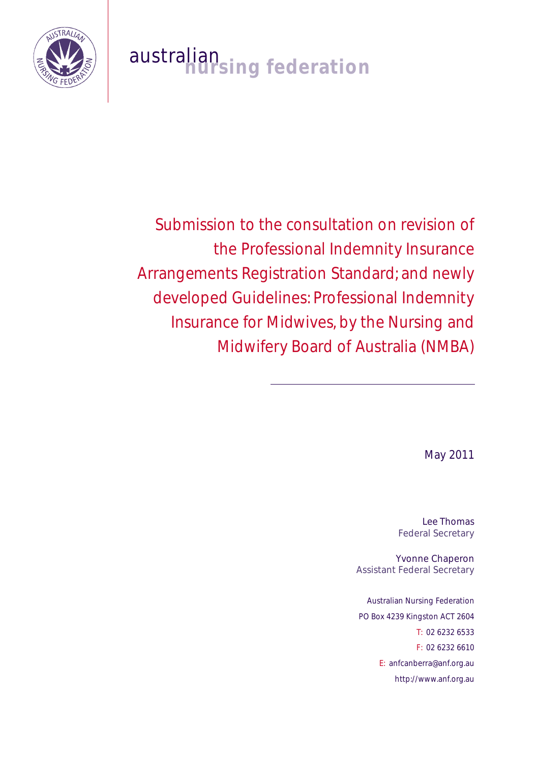australian nursing federation

# Submission to the consultation on revision of the Professional Indemnity Insurance Arrangements Registration Standard; and newly developed Guidelines: Professional Indemnity Insurance for Midwives, by the Nursing and Midwifery Board of Australia (NMBA)

May 2011

Lee Thomas
Federal Secretary

Yvonne Chaperon
Assistant Federal Secretary

Australian Nursing Federation
PO Box 4239 Kingston ACT 2604
T: 02 6232 6533
F: 02 6232 6610
E: anfcanberra@anf.org.au
http://www.anf.org.au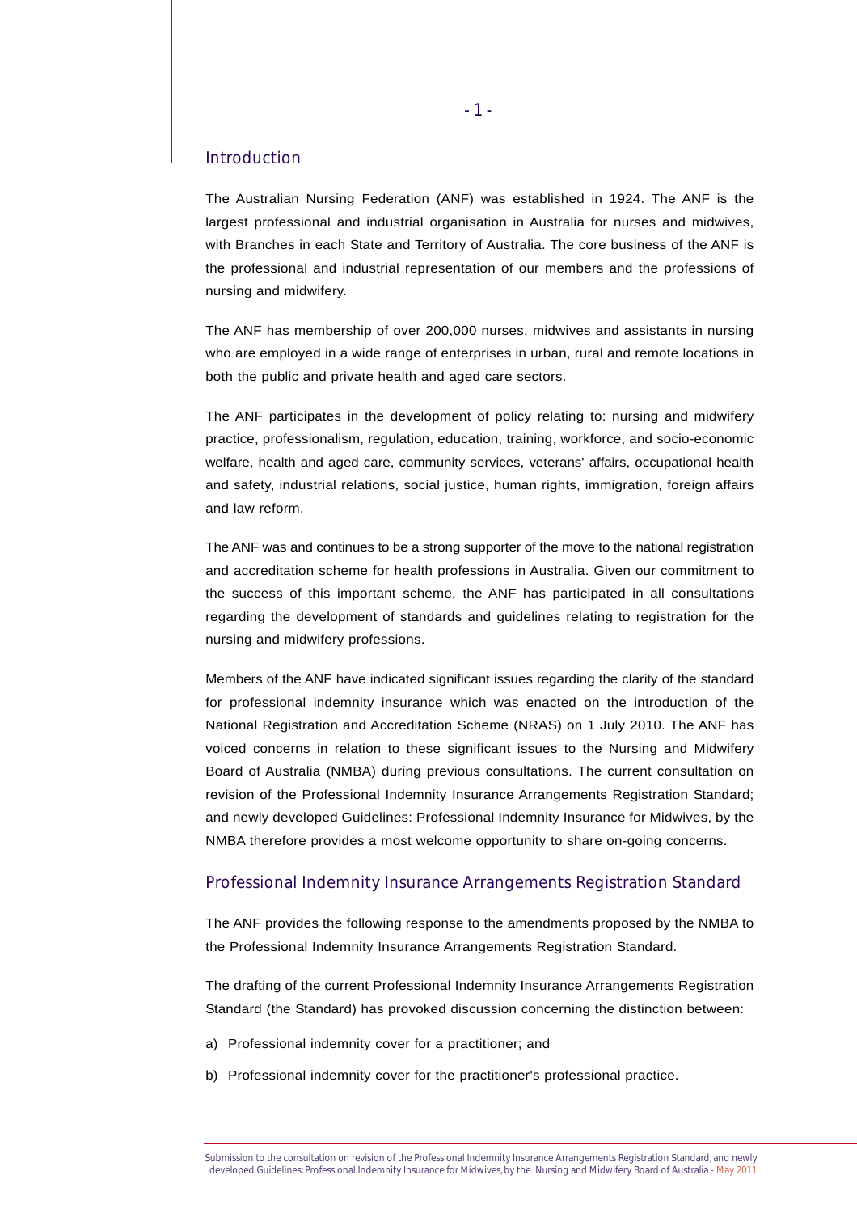## Introduction

The Australian Nursing Federation (ANF) was established in 1924. The ANF is the largest professional and industrial organisation in Australia for nurses and midwives, with Branches in each State and Territory of Australia. The core business of the ANF is the professional and industrial representation of our members and the professions of nursing and midwifery.

The ANF has membership of over 200,000 nurses, midwives and assistants in nursing who are employed in a wide range of enterprises in urban, rural and remote locations in both the public and private health and aged care sectors.

The ANF participates in the development of policy relating to: nursing and midwifery practice, professionalism, regulation, education, training, workforce, and socio-economic welfare, health and aged care, community services, veterans' affairs, occupational health and safety, industrial relations, social justice, human rights, immigration, foreign affairs and law reform.

The ANF was and continues to be a strong supporter of the move to the national registration and accreditation scheme for health professions in Australia. Given our commitment to the success of this important scheme, the ANF has participated in all consultations regarding the development of standards and guidelines relating to registration for the nursing and midwifery professions.

Members of the ANF have indicated significant issues regarding the clarity of the standard for professional indemnity insurance which was enacted on the introduction of the National Registration and Accreditation Scheme (NRAS) on 1 July 2010. The ANF has voiced concerns in relation to these significant issues to the Nursing and Midwifery Board of Australia (NMBA) during previous consultations. The current consultation on revision of the Professional Indemnity Insurance Arrangements Registration Standard; and newly developed Guidelines: Professional Indemnity Insurance for Midwives, by the NMBA therefore provides a most welcome opportunity to share on-going concerns.

## Professional Indemnity Insurance Arrangements Registration Standard

The ANF provides the following response to the amendments proposed by the NMBA to the Professional Indemnity Insurance Arrangements Registration Standard.

The drafting of the current Professional Indemnity Insurance Arrangements Registration Standard (the Standard) has provoked discussion concerning the distinction between:

a) Professional indemnity cover for a practitioner; and

b) Professional indemnity cover for the practitioner's professional practice.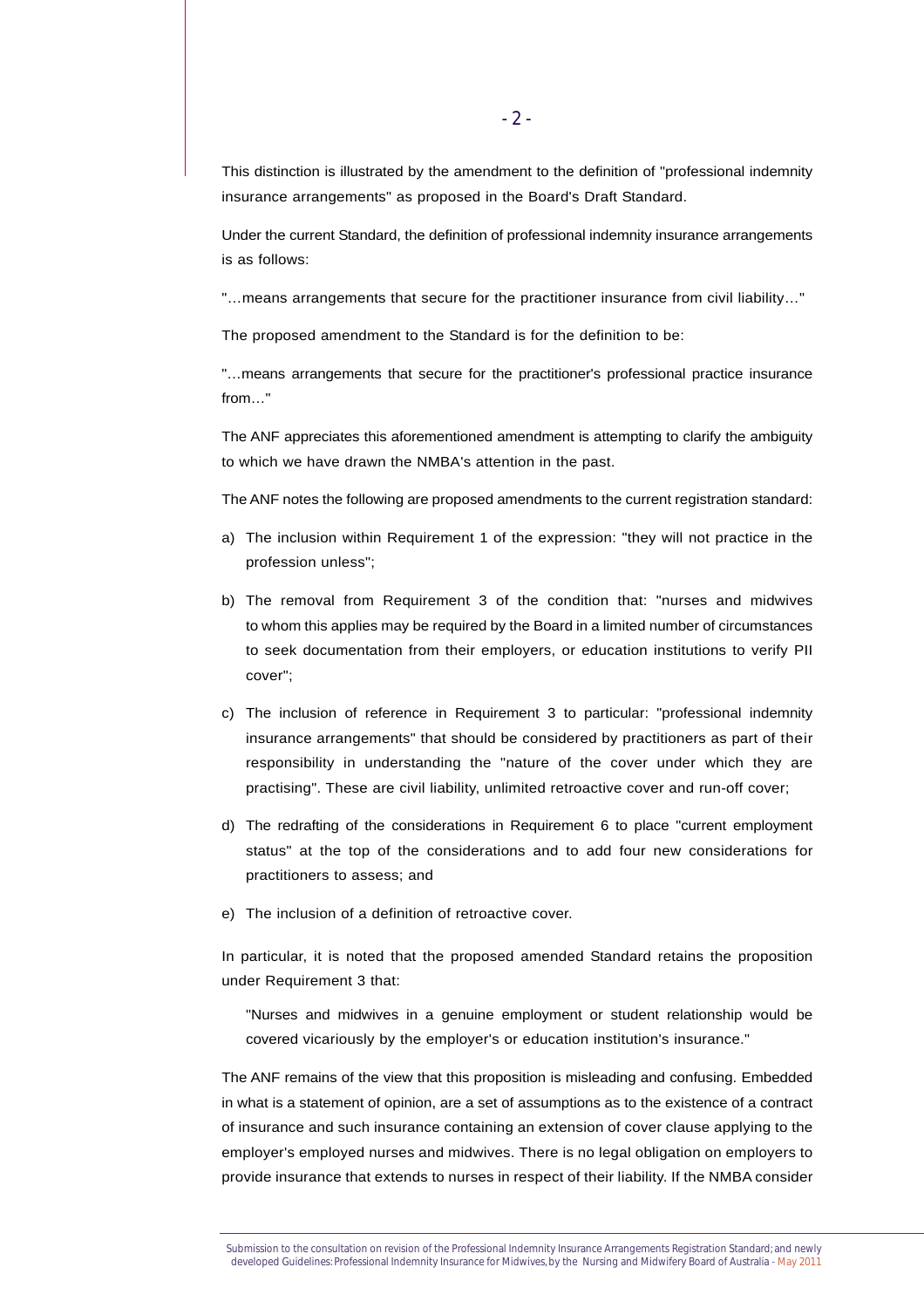This distinction is illustrated by the amendment to the definition of "professional indemnity insurance arrangements" as proposed in the Board's Draft Standard.

Under the current Standard, the definition of professional indemnity insurance arrangements is as follows:

"…means arrangements that secure for the practitioner insurance from civil liability…"

The proposed amendment to the Standard is for the definition to be:

"…means arrangements that secure for the practitioner's professional practice insurance from…"

The ANF appreciates this aforementioned amendment is attempting to clarify the ambiguity to which we have drawn the NMBA's attention in the past.

The ANF notes the following are proposed amendments to the current registration standard:

a) The inclusion within Requirement 1 of the expression: "they will not practice in the profession unless";

b) The removal from Requirement 3 of the condition that: "nurses and midwives to whom this applies may be required by the Board in a limited number of circumstances to seek documentation from their employers, or education institutions to verify PII cover";

c) The inclusion of reference in Requirement 3 to particular: "professional indemnity insurance arrangements" that should be considered by practitioners as part of their responsibility in understanding the "nature of the cover under which they are practising". These are civil liability, unlimited retroactive cover and run-off cover;

d) The redrafting of the considerations in Requirement 6 to place "current employment status" at the top of the considerations and to add four new considerations for practitioners to assess; and

e) The inclusion of a definition of retroactive cover.

In particular, it is noted that the proposed amended Standard retains the proposition under Requirement 3 that:

> "Nurses and midwives in a genuine employment or student relationship would be covered vicariously by the employer's or education institution's insurance."

The ANF remains of the view that this proposition is misleading and confusing. Embedded in what is a statement of opinion, are a set of assumptions as to the existence of a contract of insurance and such insurance containing an extension of cover clause applying to the employer's employed nurses and midwives. There is no legal obligation on employers to provide insurance that extends to nurses in respect of their liability. If the NMBA consider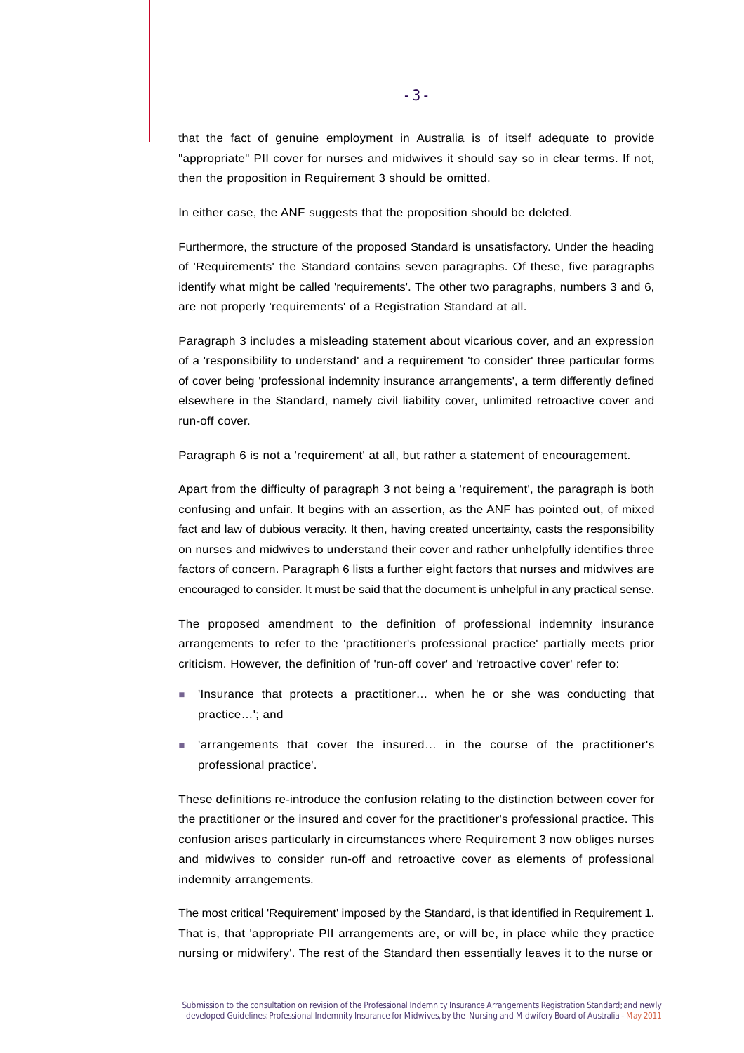that the fact of genuine employment in Australia is of itself adequate to provide "appropriate" PII cover for nurses and midwives it should say so in clear terms. If not, then the proposition in Requirement 3 should be omitted.

In either case, the ANF suggests that the proposition should be deleted.

Furthermore, the structure of the proposed Standard is unsatisfactory. Under the heading of 'Requirements' the Standard contains seven paragraphs. Of these, five paragraphs identify what might be called 'requirements'. The other two paragraphs, numbers 3 and 6, are not properly 'requirements' of a Registration Standard at all.

Paragraph 3 includes a misleading statement about vicarious cover, and an expression of a 'responsibility to understand' and a requirement 'to consider' three particular forms of cover being 'professional indemnity insurance arrangements', a term differently defined elsewhere in the Standard, namely civil liability cover, unlimited retroactive cover and run-off cover.

Paragraph 6 is not a 'requirement' at all, but rather a statement of encouragement.

Apart from the difficulty of paragraph 3 not being a 'requirement', the paragraph is both confusing and unfair. It begins with an assertion, as the ANF has pointed out, of mixed fact and law of dubious veracity. It then, having created uncertainty, casts the responsibility on nurses and midwives to understand their cover and rather unhelpfully identifies three factors of concern. Paragraph 6 lists a further eight factors that nurses and midwives are encouraged to consider. It must be said that the document is unhelpful in any practical sense.

The proposed amendment to the definition of professional indemnity insurance arrangements to refer to the 'practitioner's professional practice' partially meets prior criticism. However, the definition of 'run-off cover' and 'retroactive cover' refer to:

- 'Insurance that protects a practitioner… when he or she was conducting that practice…'; and
- 'arrangements that cover the insured… in the course of the practitioner's professional practice'.

These definitions re-introduce the confusion relating to the distinction between cover for the practitioner or the insured and cover for the practitioner's professional practice. This confusion arises particularly in circumstances where Requirement 3 now obliges nurses and midwives to consider run-off and retroactive cover as elements of professional indemnity arrangements.

The most critical 'Requirement' imposed by the Standard, is that identified in Requirement 1. That is, that 'appropriate PII arrangements are, or will be, in place while they practice nursing or midwifery'. The rest of the Standard then essentially leaves it to the nurse or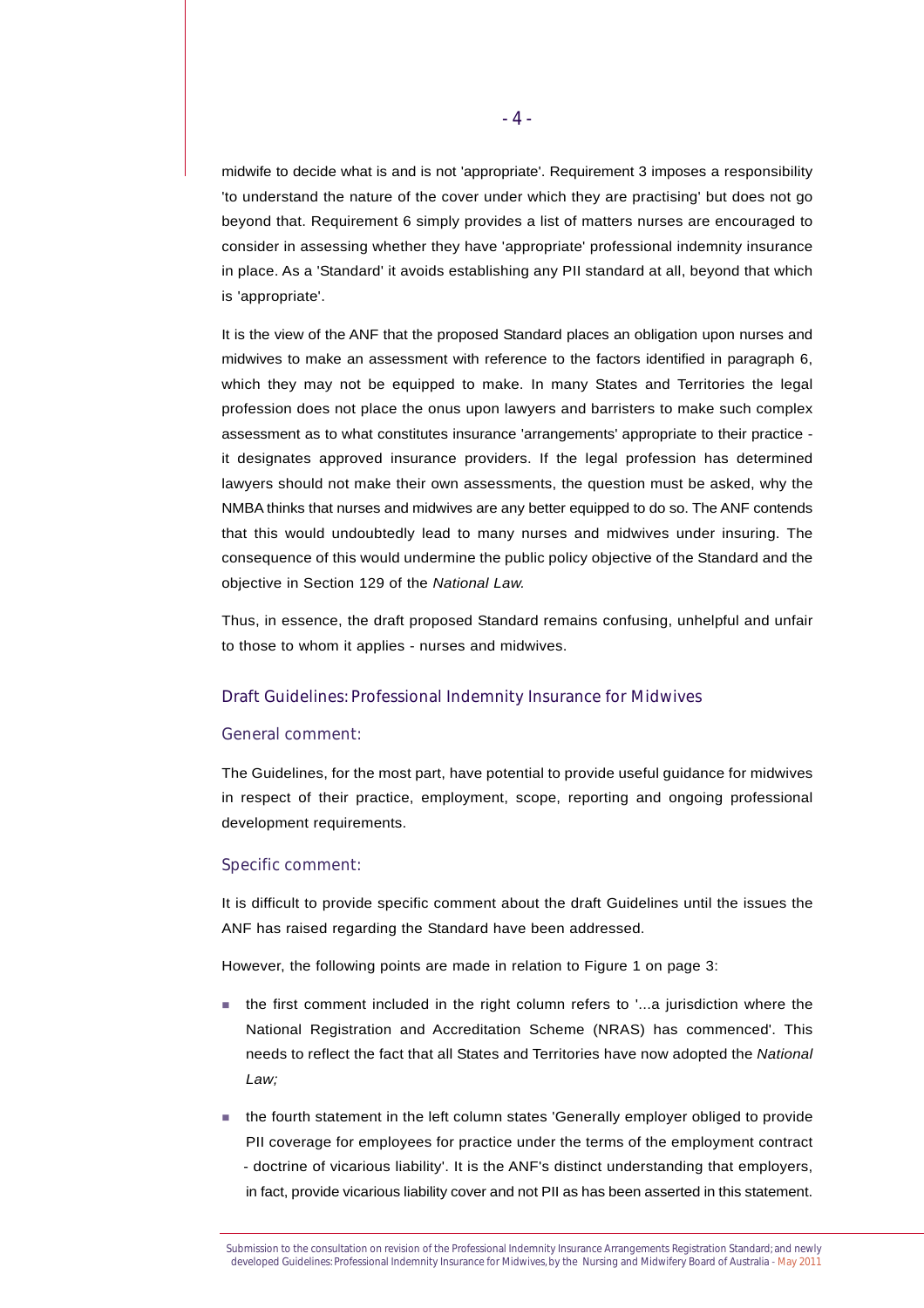midwife to decide what is and is not 'appropriate'. Requirement 3 imposes a responsibility 'to understand the nature of the cover under which they are practising' but does not go beyond that. Requirement 6 simply provides a list of matters nurses are encouraged to consider in assessing whether they have 'appropriate' professional indemnity insurance in place. As a 'Standard' it avoids establishing any PII standard at all, beyond that which is 'appropriate'.

It is the view of the ANF that the proposed Standard places an obligation upon nurses and midwives to make an assessment with reference to the factors identified in paragraph 6, which they may not be equipped to make. In many States and Territories the legal profession does not place the onus upon lawyers and barristers to make such complex assessment as to what constitutes insurance 'arrangements' appropriate to their practice - it designates approved insurance providers. If the legal profession has determined lawyers should not make their own assessments, the question must be asked, why the NMBA thinks that nurses and midwives are any better equipped to do so. The ANF contends that this would undoubtedly lead to many nurses and midwives under insuring. The consequence of this would undermine the public policy objective of the Standard and the objective in Section 129 of the *National Law.*

Thus, in essence, the draft proposed Standard remains confusing, unhelpful and unfair to those to whom it applies - nurses and midwives.

## Draft Guidelines: Professional Indemnity Insurance for Midwives

### General comment:

The Guidelines, for the most part, have potential to provide useful guidance for midwives in respect of their practice, employment, scope, reporting and ongoing professional development requirements.

### Specific comment:

It is difficult to provide specific comment about the draft Guidelines until the issues the ANF has raised regarding the Standard have been addressed.

However, the following points are made in relation to Figure 1 on page 3:

- the first comment included in the right column refers to '...a jurisdiction where the National Registration and Accreditation Scheme (NRAS) has commenced'. This needs to reflect the fact that all States and Territories have now adopted the *National Law;*
- the fourth statement in the left column states 'Generally employer obliged to provide PII coverage for employees for practice under the terms of the employment contract - doctrine of vicarious liability'. It is the ANF's distinct understanding that employers, in fact, provide vicarious liability cover and not PII as has been asserted in this statement.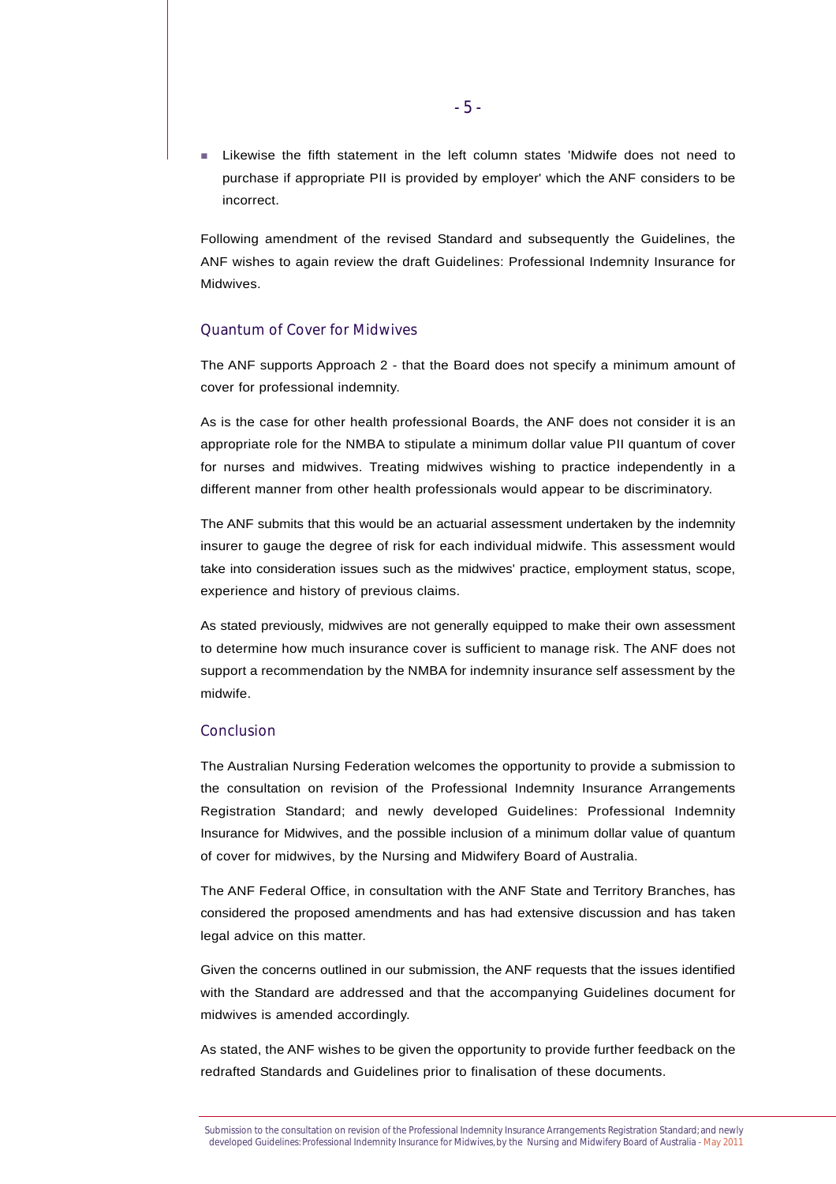- Likewise the fifth statement in the left column states 'Midwife does not need to purchase if appropriate PII is provided by employer' which the ANF considers to be incorrect.

Following amendment of the revised Standard and subsequently the Guidelines, the ANF wishes to again review the draft Guidelines: Professional Indemnity Insurance for Midwives.

## Quantum of Cover for Midwives

The ANF supports Approach 2 - that the Board does not specify a minimum amount of cover for professional indemnity.

As is the case for other health professional Boards, the ANF does not consider it is an appropriate role for the NMBA to stipulate a minimum dollar value PII quantum of cover for nurses and midwives. Treating midwives wishing to practice independently in a different manner from other health professionals would appear to be discriminatory.

The ANF submits that this would be an actuarial assessment undertaken by the indemnity insurer to gauge the degree of risk for each individual midwife. This assessment would take into consideration issues such as the midwives' practice, employment status, scope, experience and history of previous claims.

As stated previously, midwives are not generally equipped to make their own assessment to determine how much insurance cover is sufficient to manage risk. The ANF does not support a recommendation by the NMBA for indemnity insurance self assessment by the midwife.

## Conclusion

The Australian Nursing Federation welcomes the opportunity to provide a submission to the consultation on revision of the Professional Indemnity Insurance Arrangements Registration Standard; and newly developed Guidelines: Professional Indemnity Insurance for Midwives, and the possible inclusion of a minimum dollar value of quantum of cover for midwives, by the Nursing and Midwifery Board of Australia.

The ANF Federal Office, in consultation with the ANF State and Territory Branches, has considered the proposed amendments and has had extensive discussion and has taken legal advice on this matter.

Given the concerns outlined in our submission, the ANF requests that the issues identified with the Standard are addressed and that the accompanying Guidelines document for midwives is amended accordingly.

As stated, the ANF wishes to be given the opportunity to provide further feedback on the redrafted Standards and Guidelines prior to finalisation of these documents.